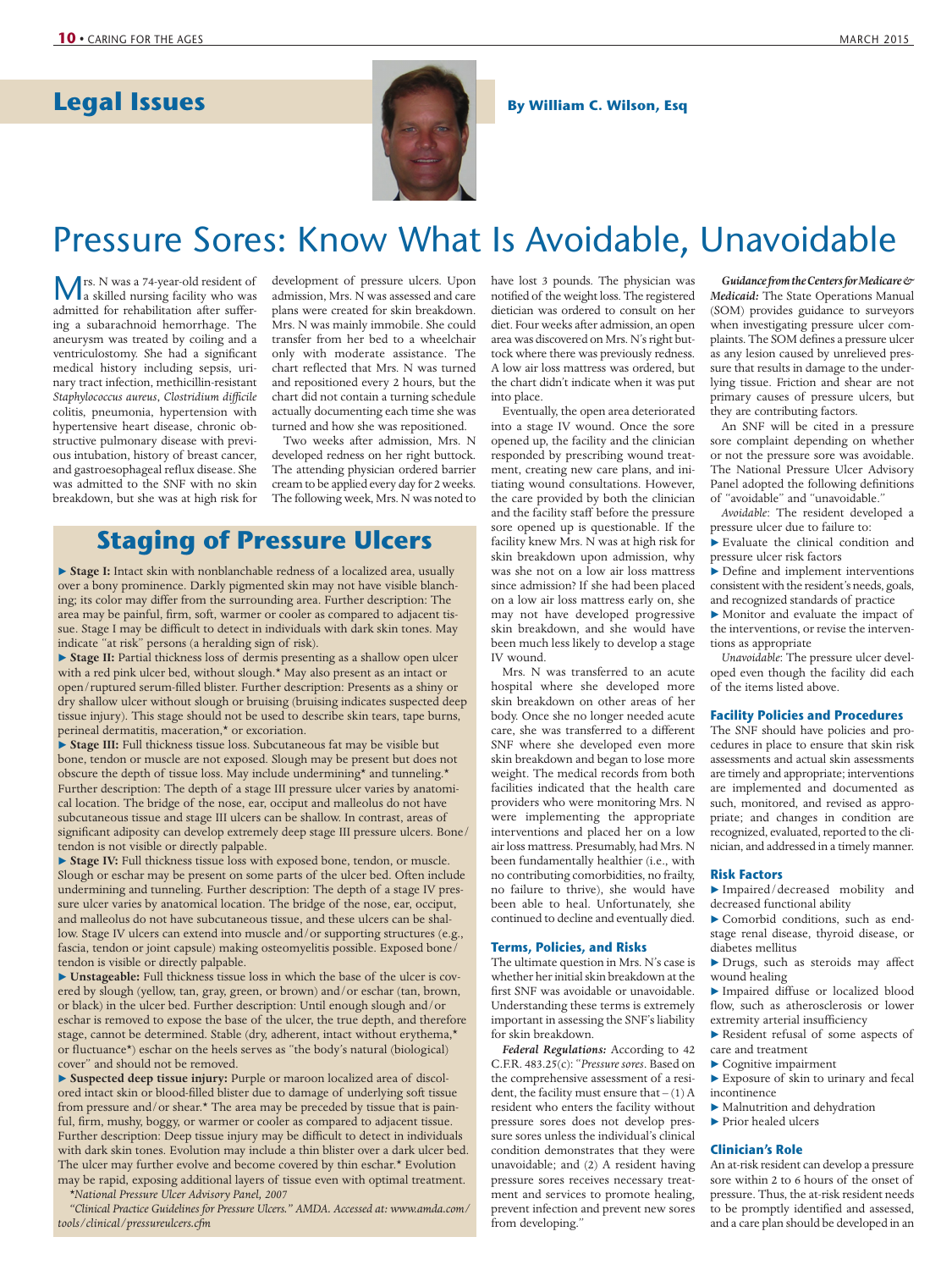# Legal Issues

**By William C. Wilson, Esq**

# Pressure Sores: Know What Is Avoidable, Unavoidable

Mrs. N was a 74-year-old resident of a skilled nursing facility who was admitted for rehabilitation after suffering a subarachnoid hemorrhage. The aneurysm was treated by coiling and a ventriculostomy. She had a significant medical history including sepsis, urinary tract infection, methicillin-resistant *Staphylococcus aureus*, *Clostridium difficile* colitis, pneumonia, hypertension with hypertensive heart disease, chronic obstructive pulmonary disease with previous intubation, history of breast cancer, and gastroesophageal reflux disease. She was admitted to the SNF with no skin breakdown, but she was at high risk for development of pressure ulcers. Upon admission, Mrs. N was assessed and care plans were created for skin breakdown. Mrs. N was mainly immobile. She could transfer from her bed to a wheelchair only with moderate assistance. The chart reflected that Mrs. N was turned and repositioned every 2 hours, but the chart did not contain a turning schedule actually documenting each time she was turned and how she was repositioned.

Two weeks after admission, Mrs. N developed redness on her right buttock. The attending physician ordered barrier cream to be applied every day for 2 weeks. The following week, Mrs. N was noted to have lost 3 pounds. The physician was notified of the weight loss. The registered dietician was ordered to consult on her diet. Four weeks after admission, an open area was discovered on Mrs. N's right buttock where there was previously redness. A low air loss mattress was ordered, but the chart didn't indicate when it was put into place.

Eventually, the open area deteriorated into a stage IV wound. Once the sore opened up, the facility and the clinician responded by prescribing wound treatment, creating new care plans, and initiating wound consultations. However, the care provided by both the clinician and the facility staff before the pressure sore opened up is questionable. If the facility knew Mrs. N was at high risk for skin breakdown upon admission, why was she not on a low air loss mattress since admission? If she had been placed on a low air loss mattress early on, she may not have developed progressive skin breakdown, and she would have been much less likely to develop a stage IV wound.

Mrs. N was transferred to an acute hospital where she developed more skin breakdown on other areas of her body. Once she no longer needed acute care, she was transferred to a different SNF where she developed even more skin breakdown and began to lose more weight. The medical records from both facilities indicated that the health care providers who were monitoring Mrs. N were implementing the appropriate interventions and placed her on a low air loss mattress. Presumably, had Mrs. N been fundamentally healthier (i.e., with no contributing comorbidities, no frailty, no failure to thrive), she would have been able to heal. Unfortunately, she continued to decline and eventually died.

## Staging of Pressure Ulcers

- **Stage I:** Intact skin with nonblanchable redness of a localized area, usually over a bony prominence. Darkly pigmented skin may not have visible blanching; its color may differ from the surrounding area. Further description: The area may be painful, firm, soft, warmer or cooler as compared to adjacent tissue. Stage I may be difficult to detect in individuals with dark skin tones. May indicate "at risk" persons (a heralding sign of risk).
- **Stage II:** Partial thickness loss of dermis presenting as a shallow open ulcer with a red pink ulcer bed, without slough.* May also present as an intact or open/ruptured serum-filled blister. Further description: Presents as a shiny or dry shallow ulcer without slough or bruising (bruising indicates suspected deep tissue injury). This stage should not be used to describe skin tears, tape burns, perineal dermatitis, maceration,* or excoriation.
- **Stage III:** Full thickness tissue loss. Subcutaneous fat may be visible but bone, tendon or muscle are not exposed. Slough may be present but does not obscure the depth of tissue loss. May include undermining* and tunneling.* Further description: The depth of a stage III pressure ulcer varies by anatomical location. The bridge of the nose, ear, occiput and malleolus do not have subcutaneous tissue and stage III ulcers can be shallow. In contrast, areas of significant adiposity can develop extremely deep stage III pressure ulcers. Bone/tendon is not visible or directly palpable.
- **Stage IV:** Full thickness tissue loss with exposed bone, tendon, or muscle. Slough or eschar may be present on some parts of the ulcer bed. Often include undermining and tunneling. Further description: The depth of a stage IV pressure ulcer varies by anatomical location. The bridge of the nose, ear, occiput, and malleolus do not have subcutaneous tissue, and these ulcers can be shallow. Stage IV ulcers can extend into muscle and/or supporting structures (e.g., fascia, tendon or joint capsule) making osteomyelitis possible. Exposed bone/tendon is visible or directly palpable.
- **Unstageable:** Full thickness tissue loss in which the base of the ulcer is covered by slough (yellow, tan, gray, green, or brown) and/or eschar (tan, brown, or black) in the ulcer bed. Further description: Until enough slough and/or eschar is removed to expose the base of the ulcer, the true depth, and therefore stage, cannot be determined. Stable (dry, adherent, intact without erythema,* or fluctuance*) eschar on the heels serves as "the body's natural (biological) cover" and should not be removed.
- **Suspected deep tissue injury:** Purple or maroon localized area of discolored intact skin or blood-filled blister due to damage of underlying soft tissue from pressure and/or shear.* The area may be preceded by tissue that is painful, firm, mushy, boggy, or warmer or cooler as compared to adjacent tissue. Further description: Deep tissue injury may be difficult to detect in individuals with dark skin tones. Evolution may include a thin blister over a dark ulcer bed. The ulcer may further evolve and become covered by thin eschar.* Evolution may be rapid, exposing additional layers of tissue even with optimal treatment.

*\*National Pressure Ulcer Advisory Panel, 2007*

*"Clinical Practice Guidelines for Pressure Ulcers." AMDA. Accessed at: www.amda.com/tools/clinical/pressureulcers.cfm*

### Terms, Policies, and Risks

The ultimate question in Mrs. N's case is whether her initial skin breakdown at the first SNF was avoidable or unavoidable. Understanding these terms is extremely important in assessing the SNF's liability for skin breakdown.

***Federal Regulations:*** According to 42 C.F.R. 483.25(c): "*Pressure sores*. Based on the comprehensive assessment of a resident, the facility must ensure that – (1) A resident who enters the facility without pressure sores does not develop pressure sores unless the individual's clinical condition demonstrates that they were unavoidable; and (2) A resident having pressure sores receives necessary treatment and services to promote healing, prevent infection and prevent new sores from developing."

***Guidance from the Centers for Medicare & Medicaid:*** The State Operations Manual (SOM) provides guidance to surveyors when investigating pressure ulcer complaints. The SOM defines a pressure ulcer as any lesion caused by unrelieved pressure that results in damage to the underlying tissue. Friction and shear are not primary causes of pressure ulcers, but they are contributing factors.

An SNF will be cited in a pressure sore complaint depending on whether or not the pressure sore was avoidable. The National Pressure Ulcer Advisory Panel adopted the following definitions of "avoidable" and "unavoidable."

*Avoidable*: The resident developed a pressure ulcer due to failure to:

- Evaluate the clinical condition and pressure ulcer risk factors
- Define and implement interventions consistent with the resident's needs, goals, and recognized standards of practice
- Monitor and evaluate the impact of the interventions, or revise the interventions as appropriate

*Unavoidable*: The pressure ulcer developed even though the facility did each of the items listed above.

### Facility Policies and Procedures

The SNF should have policies and procedures in place to ensure that skin risk assessments and actual skin assessments are timely and appropriate; interventions are implemented and documented as such, monitored, and revised as appropriate; and changes in condition are recognized, evaluated, reported to the clinician, and addressed in a timely manner.

### Risk Factors

- Impaired/decreased mobility and decreased functional ability
- Comorbid conditions, such as end-stage renal disease, thyroid disease, or diabetes mellitus
- Drugs, such as steroids may affect wound healing
- Impaired diffuse or localized blood flow, such as atherosclerosis or lower extremity arterial insufficiency
- Resident refusal of some aspects of care and treatment
- Cognitive impairment
- Exposure of skin to urinary and fecal incontinence
- Malnutrition and dehydration
- Prior healed ulcers

### Clinician's Role

An at-risk resident can develop a pressure sore within 2 to 6 hours of the onset of pressure. Thus, the at-risk resident needs to be promptly identified and assessed, and a care plan should be developed in an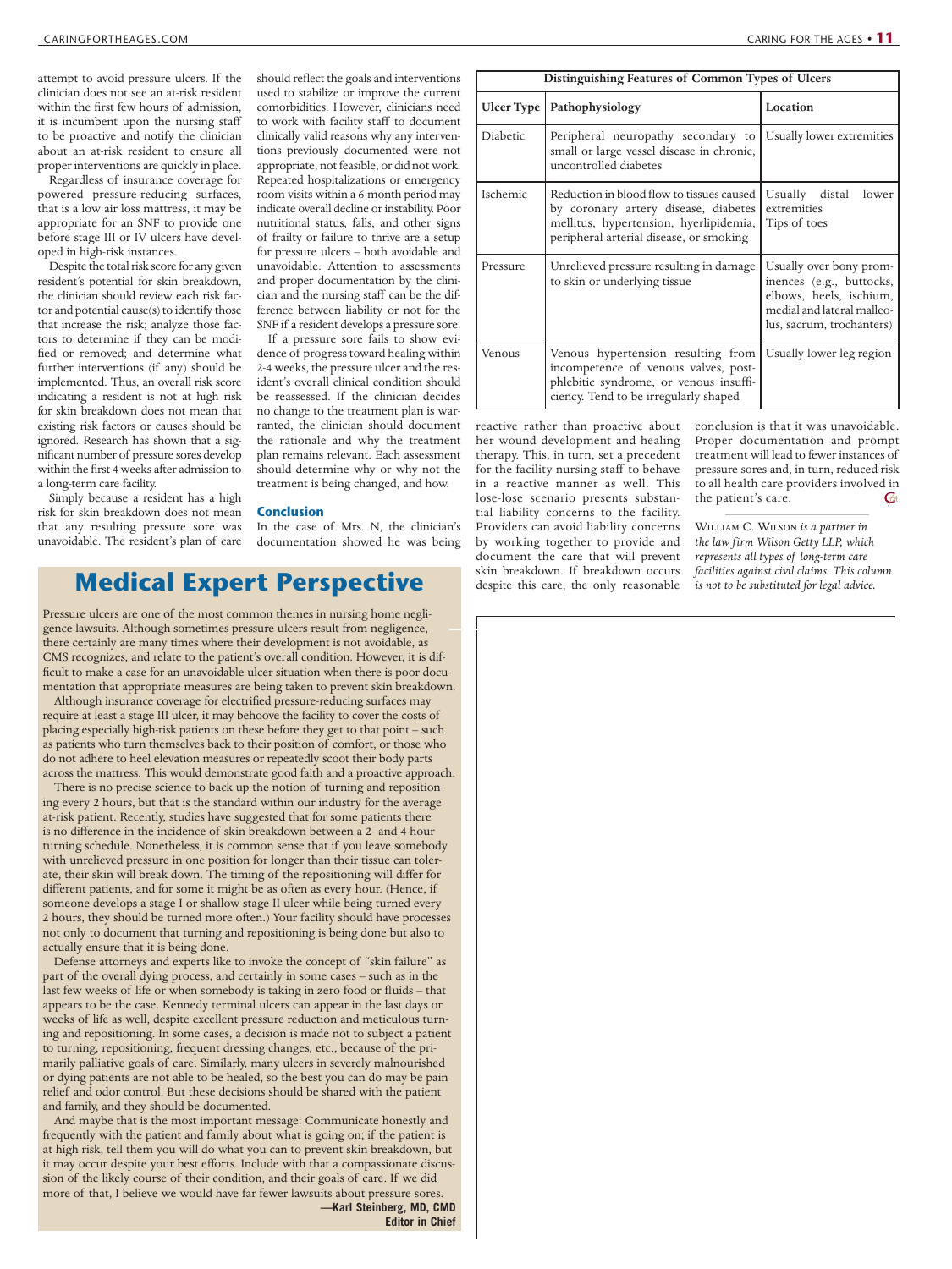attempt to avoid pressure ulcers. If the clinician does not see an at-risk resident within the first few hours of admission, it is incumbent upon the nursing staff to be proactive and notify the clinician about an at-risk resident to ensure all proper interventions are quickly in place.

Regardless of insurance coverage for powered pressure-reducing surfaces, that is a low air loss mattress, it may be appropriate for an SNF to provide one before stage III or IV ulcers have developed in high-risk instances.

Despite the total risk score for any given resident's potential for skin breakdown, the clinician should review each risk factor and potential cause(s) to identify those that increase the risk; analyze those factors to determine if they can be modified or removed; and determine what further interventions (if any) should be implemented. Thus, an overall risk score indicating a resident is not at high risk for skin breakdown does not mean that existing risk factors or causes should be ignored. Research has shown that a significant number of pressure sores develop within the first 4 weeks after admission to a long-term care facility.

Simply because a resident has a high risk for skin breakdown does not mean that any resulting pressure sore was unavoidable. The resident's plan of care should reflect the goals and interventions used to stabilize or improve the current comorbidities. However, clinicians need to work with facility staff to document clinically valid reasons why any interventions previously documented were not appropriate, not feasible, or did not work. Repeated hospitalizations or emergency room visits within a 6-month period may indicate overall decline or instability. Poor nutritional status, falls, and other signs of frailty or failure to thrive are a setup for pressure ulcers – both avoidable and unavoidable. Attention to assessments and proper documentation by the clinician and the nursing staff can be the difference between liability or not for the SNF if a resident develops a pressure sore.

If a pressure sore fails to show evidence of progress toward healing within 2-4 weeks, the pressure ulcer and the resident's overall clinical condition should be reassessed. If the clinician decides no change to the treatment plan is warranted, the clinician should document the rationale and why the treatment plan remains relevant. Each assessment should determine why or why not the treatment is being changed, and how.

### Conclusion

In the case of Mrs. N, the clinician's documentation showed he was being reactive rather than proactive about her wound development and healing therapy. This, in turn, set a precedent for the facility nursing staff to behave in a reactive manner as well. This lose-lose scenario presents substantial liability concerns to the facility. Providers can avoid liability concerns by working together to provide and document the care that will prevent skin breakdown. If breakdown occurs despite this care, the only reasonable conclusion is that it was unavoidable. Proper documentation and prompt treatment will lead to fewer instances of pressure sores and, in turn, reduced risk to all health care providers involved in the patient's care.

William C. Wilson *is a partner in the law firm Wilson Getty LLP, which represents all types of long-term care facilities against civil claims. This column is not to be substituted for legal advice.*

**Distinguishing Features of Common Types of Ulcers**

| Ulcer Type | Pathophysiology | Location |
|---|---|---|
| Diabetic | Peripheral neuropathy secondary to small or large vessel disease in chronic, uncontrolled diabetes | Usually lower extremities |
| Ischemic | Reduction in blood flow to tissues caused by coronary artery disease, diabetes mellitus, hypertension, hyerlipidemia, peripheral arterial disease, or smoking | Usually distal lower extremities<br>Tips of toes |
| Pressure | Unrelieved pressure resulting in damage to skin or underlying tissue | Usually over bony prominences (e.g., buttocks, elbows, heels, ischium, medial and lateral malleolus, sacrum, trochanters) |
| Venous | Venous hypertension resulting from incompetence of venous valves, postphlebitic syndrome, or venous insufficiency. Tend to be irregularly shaped | Usually lower leg region |

## Medical Expert Perspective

Pressure ulcers are one of the most common themes in nursing home negligence lawsuits. Although sometimes pressure ulcers result from negligence, there certainly are many times where their development is not avoidable, as CMS recognizes, and relate to the patient's overall condition. However, it is difficult to make a case for an unavoidable ulcer situation when there is poor documentation that appropriate measures are being taken to prevent skin breakdown.

Although insurance coverage for electrified pressure-reducing surfaces may require at least a stage III ulcer, it may behoove the facility to cover the costs of placing especially high-risk patients on these before they get to that point – such as patients who turn themselves back to their position of comfort, or those who do not adhere to heel elevation measures or repeatedly scoot their body parts across the mattress. This would demonstrate good faith and a proactive approach.

There is no precise science to back up the notion of turning and repositioning every 2 hours, but that is the standard within our industry for the average at-risk patient. Recently, studies have suggested that for some patients there is no difference in the incidence of skin breakdown between a 2- and 4-hour turning schedule. Nonetheless, it is common sense that if you leave somebody with unrelieved pressure in one position for longer than their tissue can tolerate, their skin will break down. The timing of the repositioning will differ for different patients, and for some it might be as often as every hour. (Hence, if someone develops a stage I or shallow stage II ulcer while being turned every 2 hours, they should be turned more often.) Your facility should have processes not only to document that turning and repositioning is being done but also to actually ensure that it is being done.

Defense attorneys and experts like to invoke the concept of "skin failure" as part of the overall dying process, and certainly in some cases – such as in the last few weeks of life or when somebody is taking in zero food or fluids – that appears to be the case. Kennedy terminal ulcers can appear in the last days or weeks of life as well, despite excellent pressure reduction and meticulous turning and repositioning. In some cases, a decision is made not to subject a patient to turning, repositioning, frequent dressing changes, etc., because of the primarily palliative goals of care. Similarly, many ulcers in severely malnourished or dying patients are not able to be healed, so the best you can do may be pain relief and odor control. But these decisions should be shared with the patient and family, and they should be documented.

And maybe that is the most important message: Communicate honestly and frequently with the patient and family about what is going on; if the patient is at high risk, tell them you will do what you can to prevent skin breakdown, but it may occur despite your best efforts. Include with that a compassionate discussion of the likely course of their condition, and their goals of care. If we did more of that, I believe we would have far fewer lawsuits about pressure sores.

**—Karl Steinberg, MD, CMD**
**Editor in Chief**